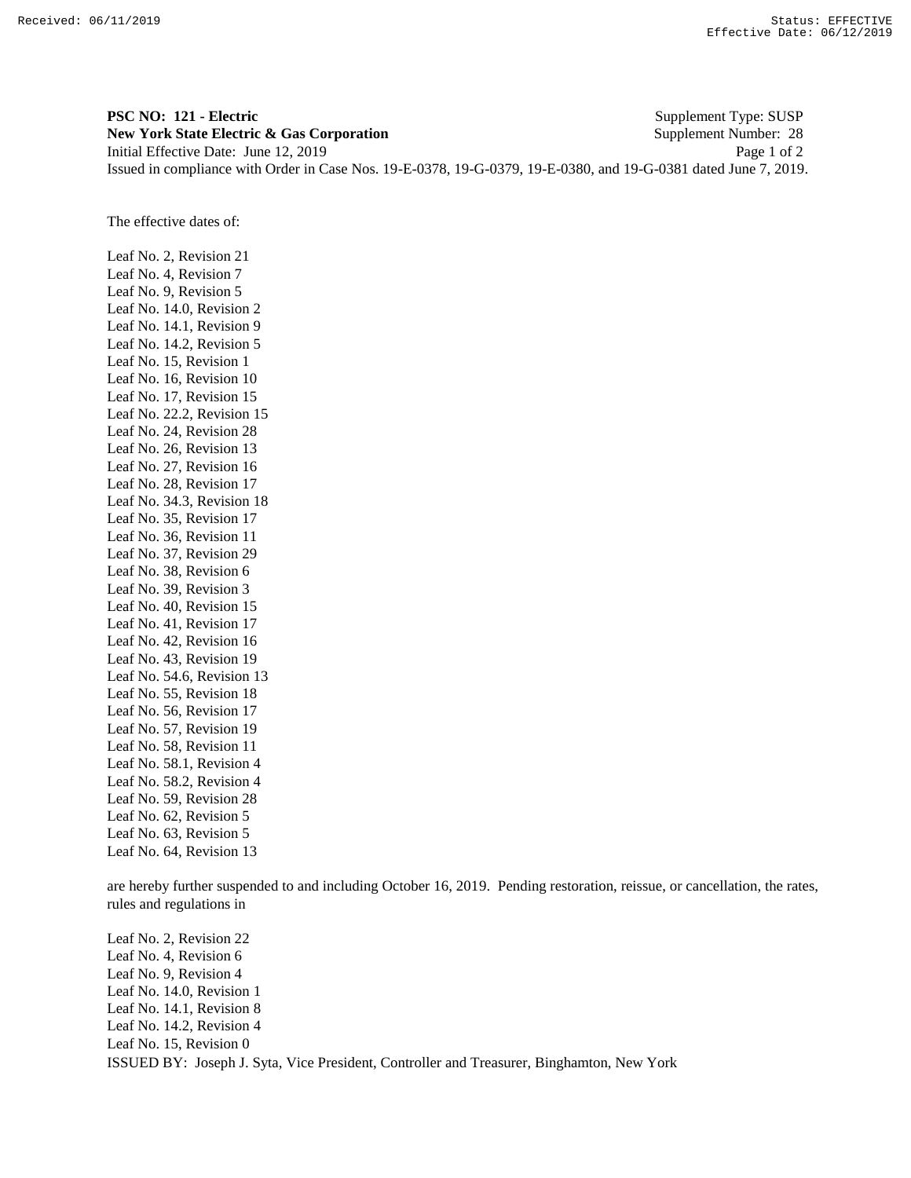**PSC NO: 121 - Electric** Supplement Type: SUSP
**New York State Electric & Gas Corporation** Supplement Number: 28
Initial Effective Date: June 12, 2019
Issued in compliance with Order in Case Nos. 19-E-0378, 19-G-0379, 19-E-0380, and 19-G-0381 dated June 7, 2019.

The effective dates of:

Leaf No. 2, Revision 21
Leaf No. 4, Revision 7
Leaf No. 9, Revision 5
Leaf No. 14.0, Revision 2
Leaf No. 14.1, Revision 9
Leaf No. 14.2, Revision 5
Leaf No. 15, Revision 1
Leaf No. 16, Revision 10
Leaf No. 17, Revision 15
Leaf No. 22.2, Revision 15
Leaf No. 24, Revision 28
Leaf No. 26, Revision 13
Leaf No. 27, Revision 16
Leaf No. 28, Revision 17
Leaf No. 34.3, Revision 18
Leaf No. 35, Revision 17
Leaf No. 36, Revision 11
Leaf No. 37, Revision 29
Leaf No. 38, Revision 6
Leaf No. 39, Revision 3
Leaf No. 40, Revision 15
Leaf No. 41, Revision 17
Leaf No. 42, Revision 16
Leaf No. 43, Revision 19
Leaf No. 54.6, Revision 13
Leaf No. 55, Revision 18
Leaf No. 56, Revision 17
Leaf No. 57, Revision 19
Leaf No. 58, Revision 11
Leaf No. 58.1, Revision 4
Leaf No. 58.2, Revision 4
Leaf No. 59, Revision 28
Leaf No. 62, Revision 5
Leaf No. 63, Revision 5
Leaf No. 64, Revision 13

are hereby further suspended to and including October 16, 2019. Pending restoration, reissue, or cancellation, the rates, rules and regulations in

Leaf No. 2, Revision 22
Leaf No. 4, Revision 6
Leaf No. 9, Revision 4
Leaf No. 14.0, Revision 1
Leaf No. 14.1, Revision 8
Leaf No. 14.2, Revision 4
Leaf No. 15, Revision 0

ISSUED BY: Joseph J. Syta, Vice President, Controller and Treasurer, Binghamton, New York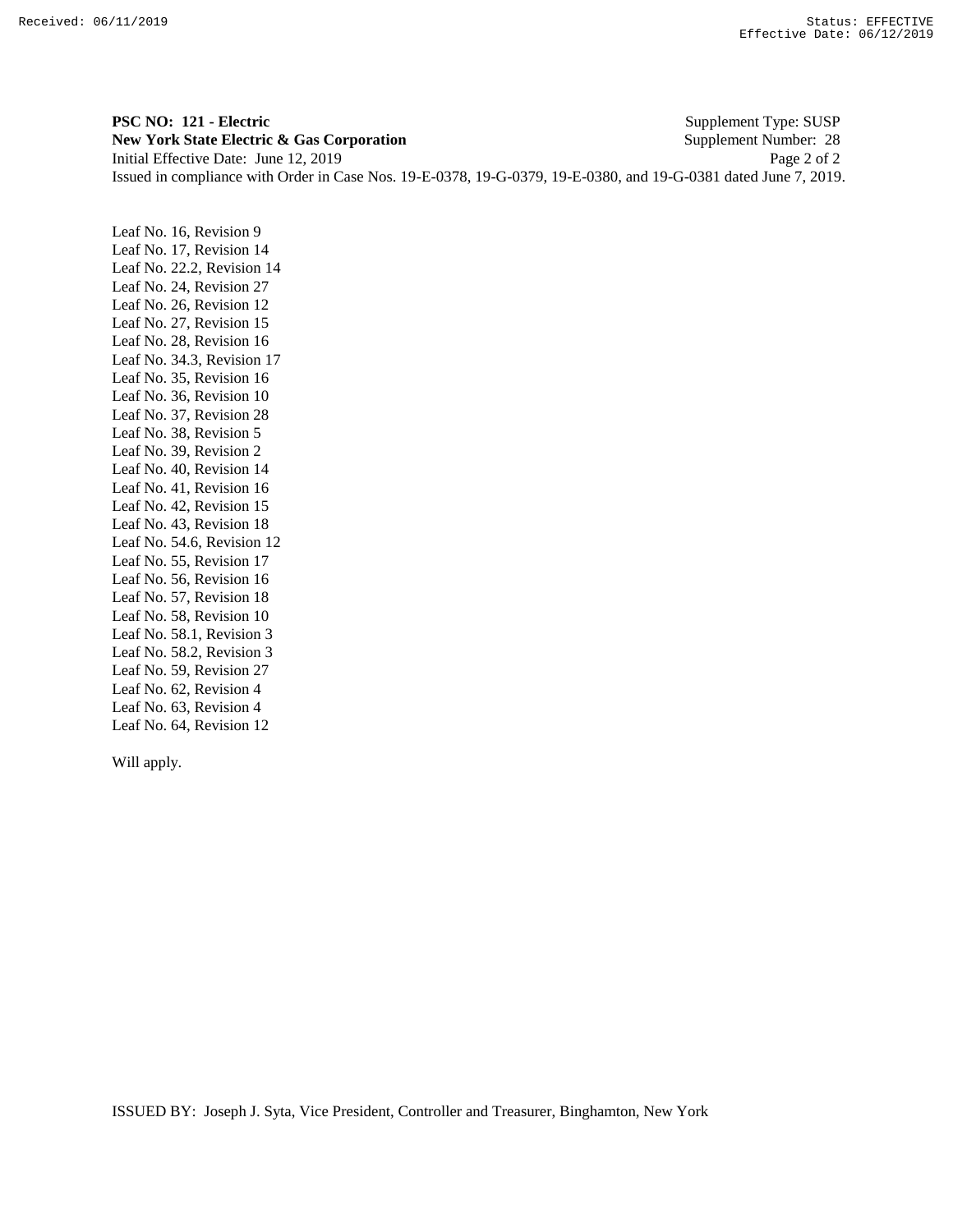**PSC NO: 121 - Electric** Supplement Type: SUSP
**New York State Electric & Gas Corporation** Supplement Number: 28
Initial Effective Date: June 12, 2019
Issued in compliance with Order in Case Nos. 19-E-0378, 19-G-0379, 19-E-0380, and 19-G-0381 dated June 7, 2019.

Leaf No. 16, Revision 9
Leaf No. 17, Revision 14
Leaf No. 22.2, Revision 14
Leaf No. 24, Revision 27
Leaf No. 26, Revision 12
Leaf No. 27, Revision 15
Leaf No. 28, Revision 16
Leaf No. 34.3, Revision 17
Leaf No. 35, Revision 16
Leaf No. 36, Revision 10
Leaf No. 37, Revision 28
Leaf No. 38, Revision 5
Leaf No. 39, Revision 2
Leaf No. 40, Revision 14
Leaf No. 41, Revision 16
Leaf No. 42, Revision 15
Leaf No. 43, Revision 18
Leaf No. 54.6, Revision 12
Leaf No. 55, Revision 17
Leaf No. 56, Revision 16
Leaf No. 57, Revision 18
Leaf No. 58, Revision 10
Leaf No. 58.1, Revision 3
Leaf No. 58.2, Revision 3
Leaf No. 59, Revision 27
Leaf No. 62, Revision 4
Leaf No. 63, Revision 4
Leaf No. 64, Revision 12

Will apply.

ISSUED BY: Joseph J. Syta, Vice President, Controller and Treasurer, Binghamton, New York